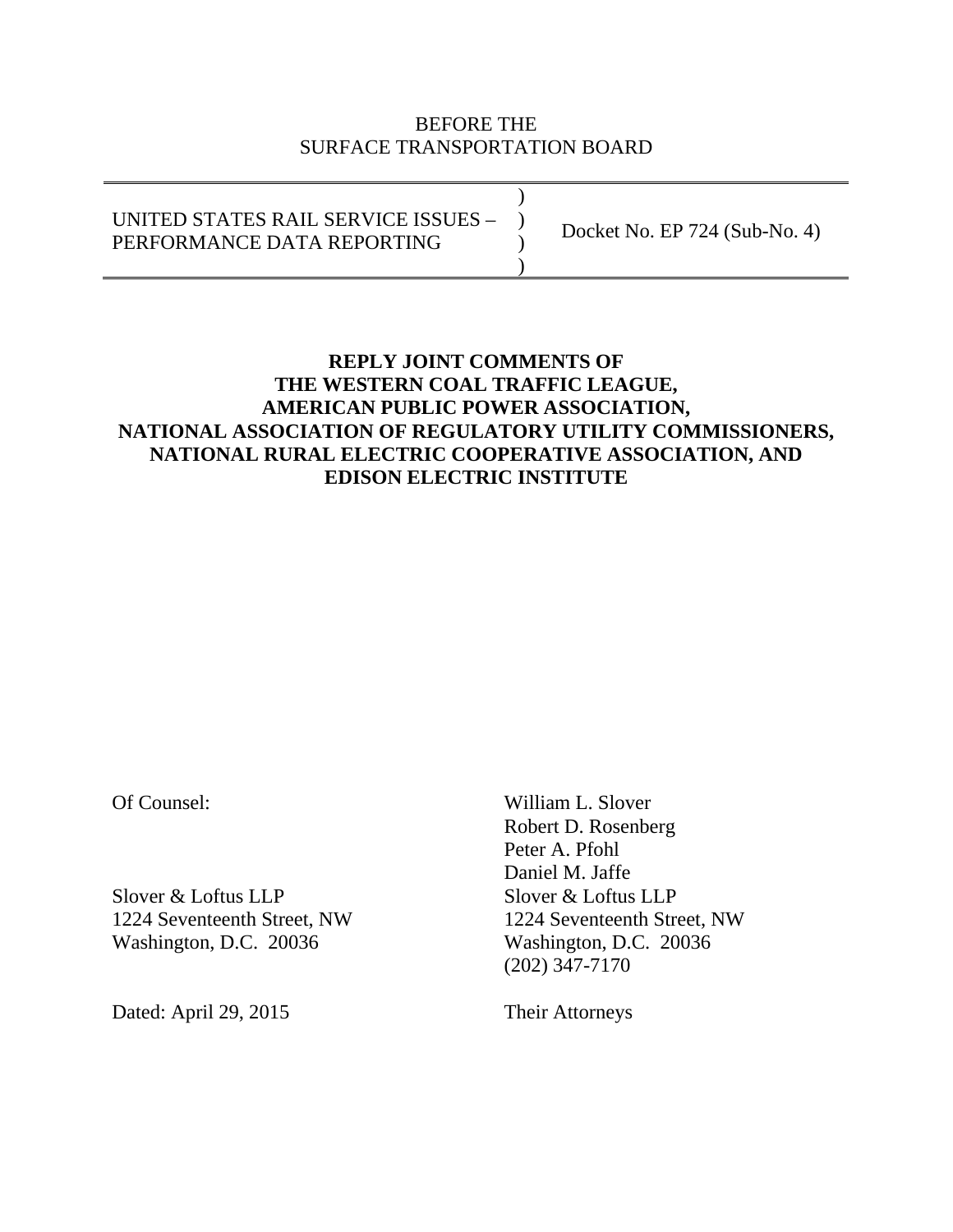BEFORE THE
SURFACE TRANSPORTATION BOARD

| | | |
|---|---|---|
| UNITED STATES RAIL SERVICE ISSUES – PERFORMANCE DATA REPORTING | ) ) ) ) | Docket No. EP 724 (Sub-No. 4) |

**REPLY JOINT COMMENTS OF**
**THE WESTERN COAL TRAFFIC LEAGUE,**
**AMERICAN PUBLIC POWER ASSOCIATION,**
**NATIONAL ASSOCIATION OF REGULATORY UTILITY COMMISSIONERS,**
**NATIONAL RURAL ELECTRIC COOPERATIVE ASSOCIATION, AND**
**EDISON ELECTRIC INSTITUTE**

Of Counsel:

Slover & Loftus LLP
1224 Seventeenth Street, NW
Washington, D.C. 20036

Dated: April 29, 2015

William L. Slover
Robert D. Rosenberg
Peter A. Pfohl
Daniel M. Jaffe
Slover & Loftus LLP
1224 Seventeenth Street, NW
Washington, D.C. 20036
(202) 347-7170

Their Attorneys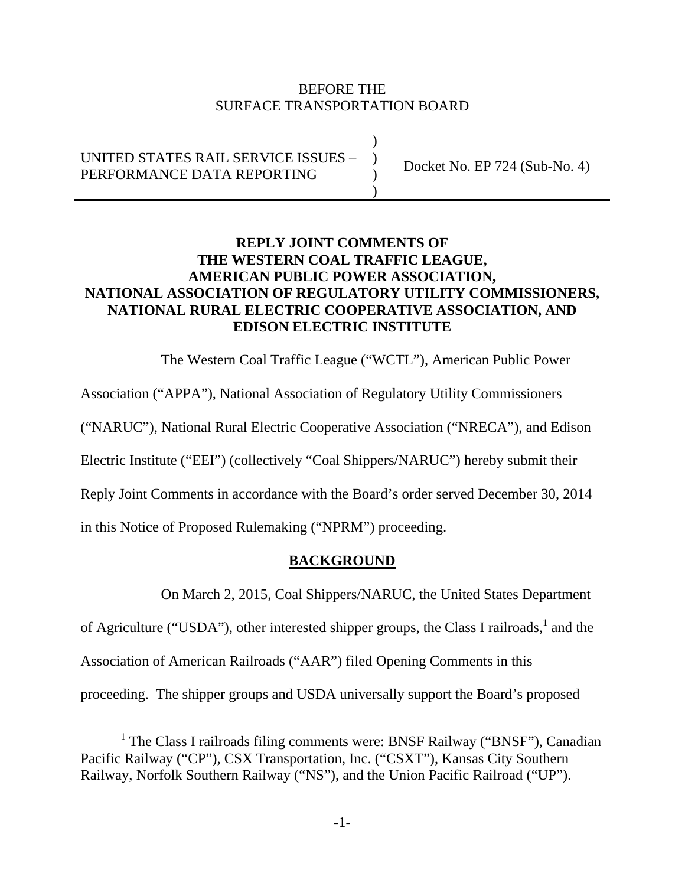BEFORE THE
SURFACE TRANSPORTATION BOARD

| UNITED STATES RAIL SERVICE ISSUES – PERFORMANCE DATA REPORTING | ) | Docket No. EP 724 (Sub-No. 4) |
|---|---|---|

**REPLY JOINT COMMENTS OF THE WESTERN COAL TRAFFIC LEAGUE, AMERICAN PUBLIC POWER ASSOCIATION, NATIONAL ASSOCIATION OF REGULATORY UTILITY COMMISSIONERS, NATIONAL RURAL ELECTRIC COOPERATIVE ASSOCIATION, AND EDISON ELECTRIC INSTITUTE**

The Western Coal Traffic League ("WCTL"), American Public Power Association ("APPA"), National Association of Regulatory Utility Commissioners ("NARUC"), National Rural Electric Cooperative Association ("NRECA"), and Edison Electric Institute ("EEI") (collectively "Coal Shippers/NARUC") hereby submit their Reply Joint Comments in accordance with the Board's order served December 30, 2014 in this Notice of Proposed Rulemaking ("NPRM") proceeding.

## BACKGROUND

On March 2, 2015, Coal Shippers/NARUC, the United States Department of Agriculture ("USDA"), other interested shipper groups, the Class I railroads,[1] and the Association of American Railroads ("AAR") filed Opening Comments in this proceeding. The shipper groups and USDA universally support the Board's proposed

[1] The Class I railroads filing comments were: BNSF Railway ("BNSF"), Canadian Pacific Railway ("CP"), CSX Transportation, Inc. ("CSXT"), Kansas City Southern Railway, Norfolk Southern Railway ("NS"), and the Union Pacific Railroad ("UP").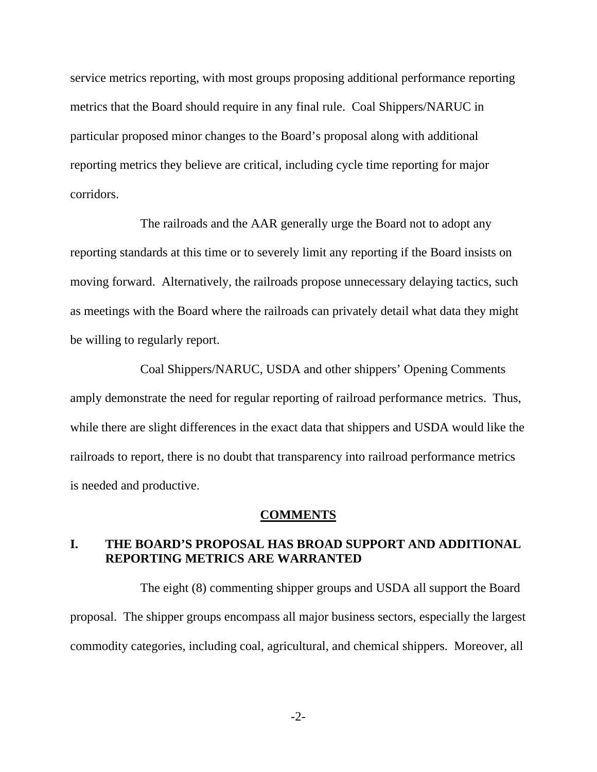service metrics reporting, with most groups proposing additional performance reporting metrics that the Board should require in any final rule. Coal Shippers/NARUC in particular proposed minor changes to the Board's proposal along with additional reporting metrics they believe are critical, including cycle time reporting for major corridors.

The railroads and the AAR generally urge the Board not to adopt any reporting standards at this time or to severely limit any reporting if the Board insists on moving forward. Alternatively, the railroads propose unnecessary delaying tactics, such as meetings with the Board where the railroads can privately detail what data they might be willing to regularly report.

Coal Shippers/NARUC, USDA and other shippers' Opening Comments amply demonstrate the need for regular reporting of railroad performance metrics. Thus, while there are slight differences in the exact data that shippers and USDA would like the railroads to report, there is no doubt that transparency into railroad performance metrics is needed and productive.

## COMMENTS

### I. THE BOARD'S PROPOSAL HAS BROAD SUPPORT AND ADDITIONAL REPORTING METRICS ARE WARRANTED

The eight (8) commenting shipper groups and USDA all support the Board proposal. The shipper groups encompass all major business sectors, especially the largest commodity categories, including coal, agricultural, and chemical shippers. Moreover, all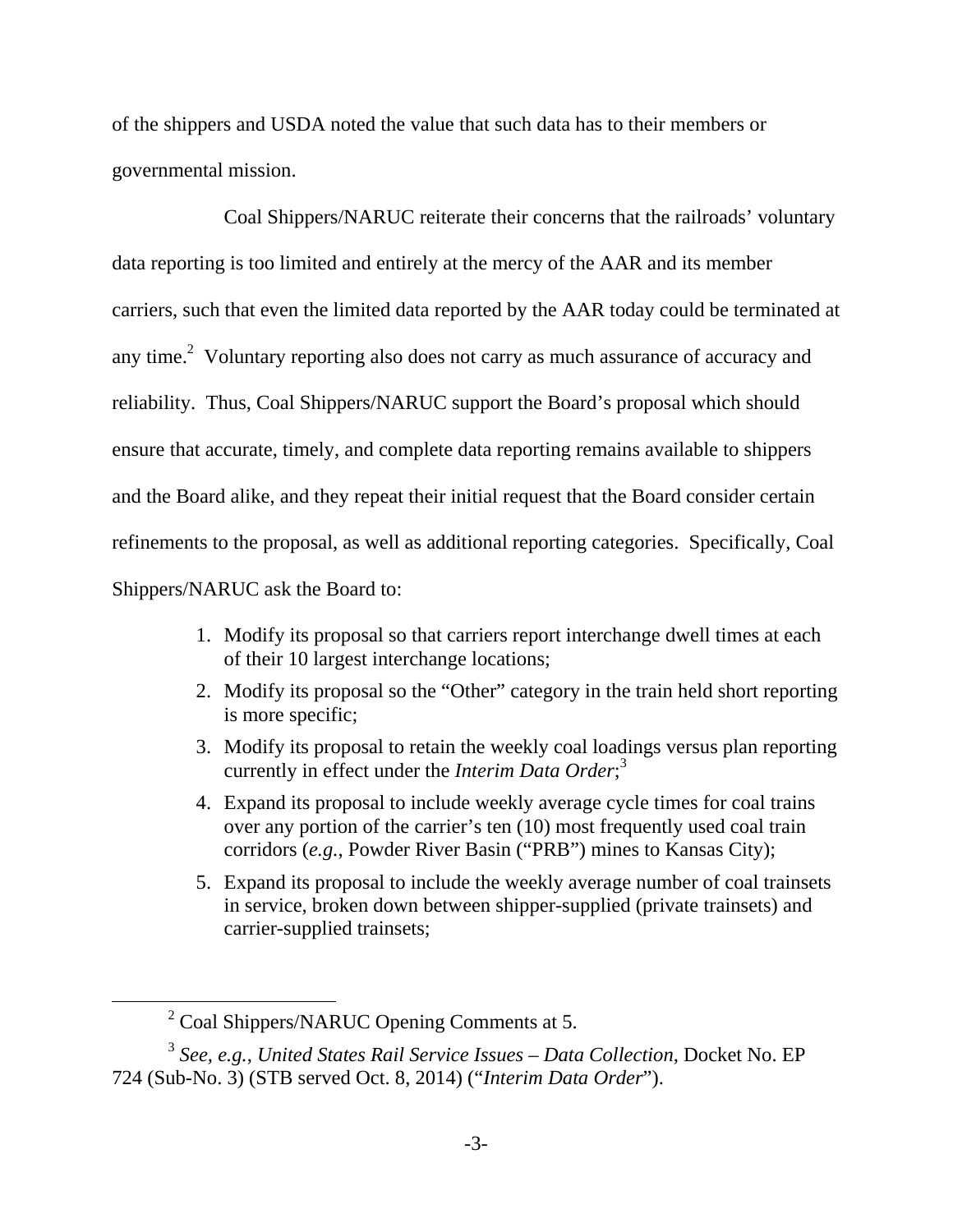of the shippers and USDA noted the value that such data has to their members or governmental mission.

Coal Shippers/NARUC reiterate their concerns that the railroads' voluntary data reporting is too limited and entirely at the mercy of the AAR and its member carriers, such that even the limited data reported by the AAR today could be terminated at any time.[2] Voluntary reporting also does not carry as much assurance of accuracy and reliability. Thus, Coal Shippers/NARUC support the Board's proposal which should ensure that accurate, timely, and complete data reporting remains available to shippers and the Board alike, and they repeat their initial request that the Board consider certain refinements to the proposal, as well as additional reporting categories. Specifically, Coal Shippers/NARUC ask the Board to:

1. Modify its proposal so that carriers report interchange dwell times at each of their 10 largest interchange locations;
2. Modify its proposal so the "Other" category in the train held short reporting is more specific;
3. Modify its proposal to retain the weekly coal loadings versus plan reporting currently in effect under the *Interim Data Order*;[3]
4. Expand its proposal to include weekly average cycle times for coal trains over any portion of the carrier's ten (10) most frequently used coal train corridors (*e.g.*, Powder River Basin ("PRB") mines to Kansas City);
5. Expand its proposal to include the weekly average number of coal trainsets in service, broken down between shipper-supplied (private trainsets) and carrier-supplied trainsets;

---

[2] Coal Shippers/NARUC Opening Comments at 5.

[3] *See, e.g.*, *United States Rail Service Issues – Data Collection*, Docket No. EP 724 (Sub-No. 3) (STB served Oct. 8, 2014) ("*Interim Data Order*").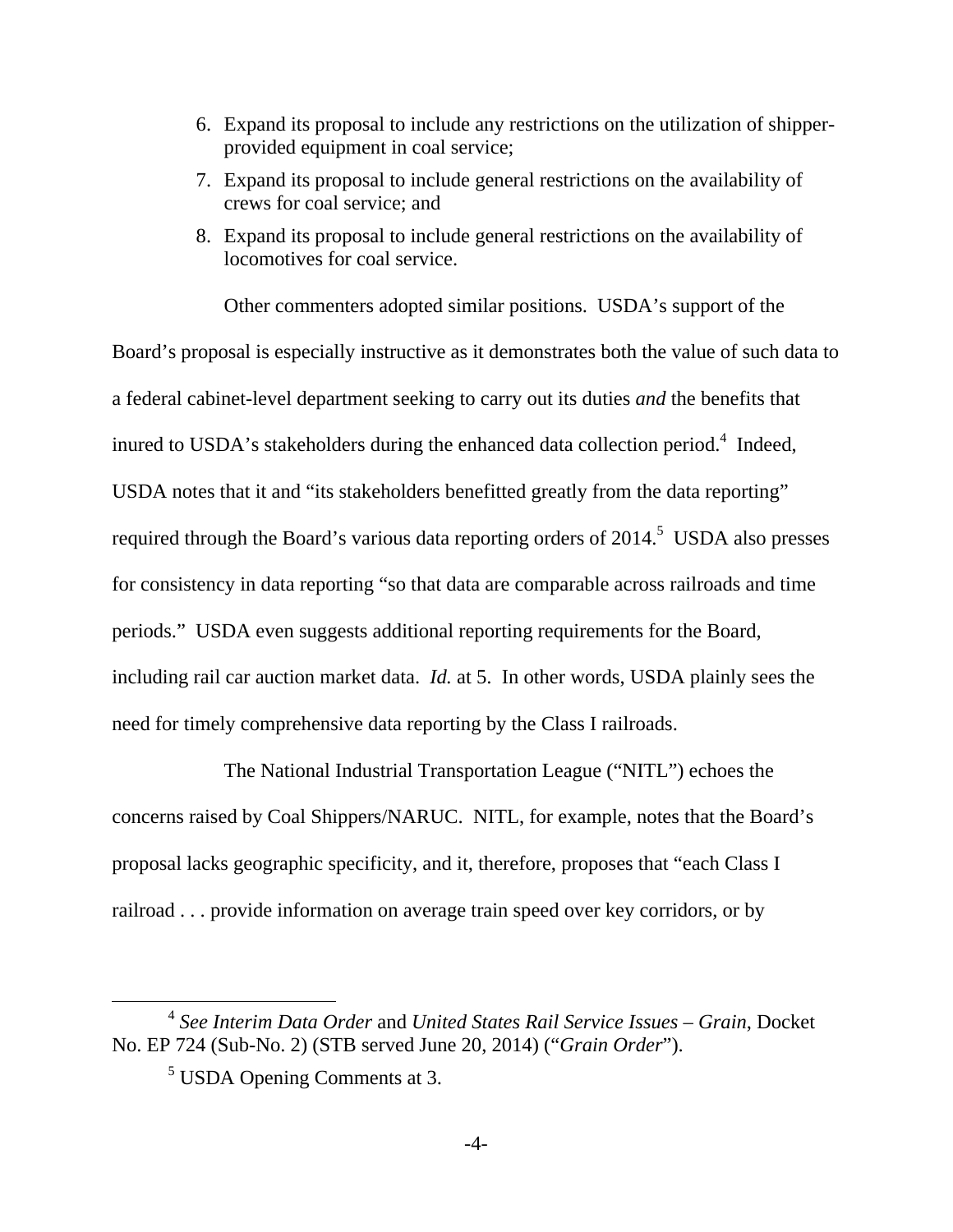6. Expand its proposal to include any restrictions on the utilization of shipper-provided equipment in coal service;
7. Expand its proposal to include general restrictions on the availability of crews for coal service; and
8. Expand its proposal to include general restrictions on the availability of locomotives for coal service.

Other commenters adopted similar positions. USDA's support of the Board's proposal is especially instructive as it demonstrates both the value of such data to a federal cabinet-level department seeking to carry out its duties *and* the benefits that inured to USDA's stakeholders during the enhanced data collection period.[4] Indeed, USDA notes that it and "its stakeholders benefitted greatly from the data reporting" required through the Board's various data reporting orders of 2014.[5] USDA also presses for consistency in data reporting "so that data are comparable across railroads and time periods." USDA even suggests additional reporting requirements for the Board, including rail car auction market data. *Id.* at 5. In other words, USDA plainly sees the need for timely comprehensive data reporting by the Class I railroads.

The National Industrial Transportation League ("NITL") echoes the concerns raised by Coal Shippers/NARUC. NITL, for example, notes that the Board's proposal lacks geographic specificity, and it, therefore, proposes that "each Class I railroad . . . provide information on average train speed over key corridors, or by

---

[4] *See Interim Data Order* and *United States Rail Service Issues – Grain*, Docket No. EP 724 (Sub-No. 2) (STB served June 20, 2014) ("*Grain Order*").

[5] USDA Opening Comments at 3.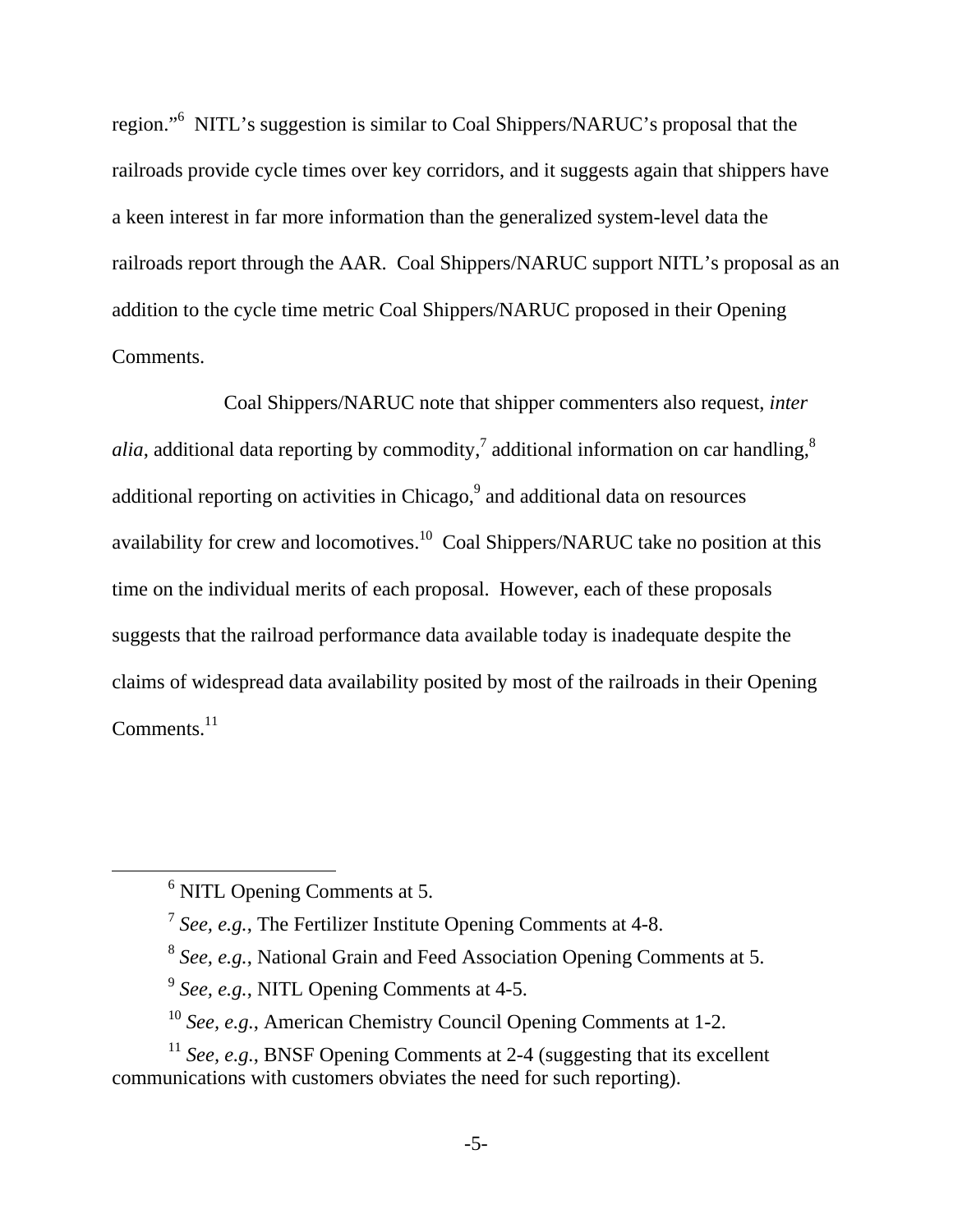region."[6] NITL's suggestion is similar to Coal Shippers/NARUC's proposal that the railroads provide cycle times over key corridors, and it suggests again that shippers have a keen interest in far more information than the generalized system-level data the railroads report through the AAR. Coal Shippers/NARUC support NITL's proposal as an addition to the cycle time metric Coal Shippers/NARUC proposed in their Opening Comments.

Coal Shippers/NARUC note that shipper commenters also request, *inter alia*, additional data reporting by commodity,[7] additional information on car handling,[8] additional reporting on activities in Chicago,[9] and additional data on resources availability for crew and locomotives.[10] Coal Shippers/NARUC take no position at this time on the individual merits of each proposal. However, each of these proposals suggests that the railroad performance data available today is inadequate despite the claims of widespread data availability posited by most of the railroads in their Opening Comments.[11]

---

[6] NITL Opening Comments at 5.

[7] *See, e.g.*, The Fertilizer Institute Opening Comments at 4-8.

[8] *See, e.g.*, National Grain and Feed Association Opening Comments at 5.

[9] *See, e.g.*, NITL Opening Comments at 4-5.

[10] *See, e.g.*, American Chemistry Council Opening Comments at 1-2.

[11] *See, e.g.*, BNSF Opening Comments at 2-4 (suggesting that its excellent communications with customers obviates the need for such reporting).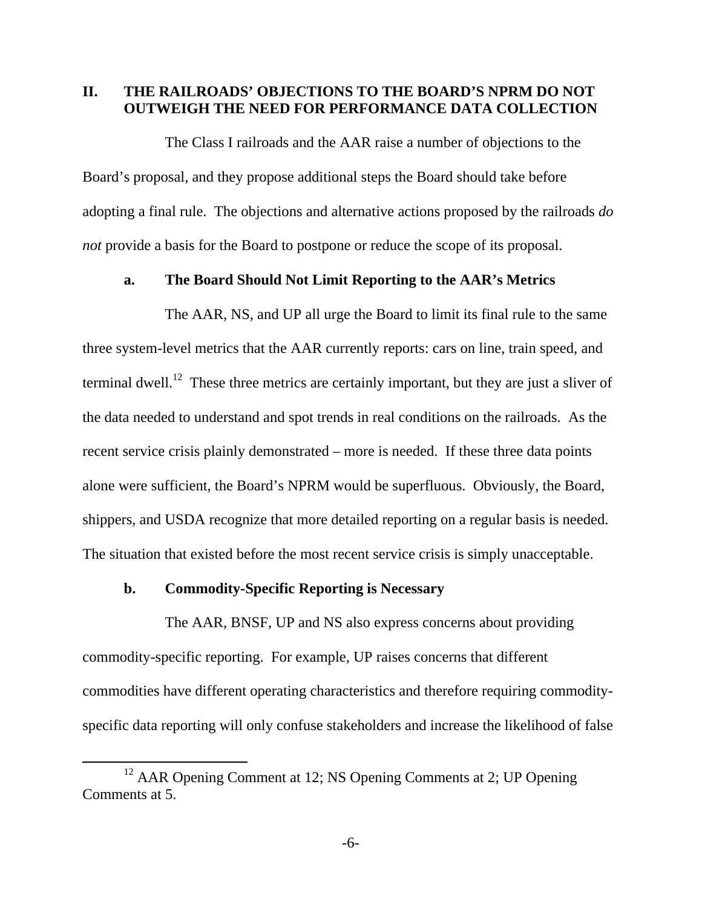## II. THE RAILROADS' OBJECTIONS TO THE BOARD'S NPRM DO NOT OUTWEIGH THE NEED FOR PERFORMANCE DATA COLLECTION

The Class I railroads and the AAR raise a number of objections to the Board's proposal, and they propose additional steps the Board should take before adopting a final rule. The objections and alternative actions proposed by the railroads *do not* provide a basis for the Board to postpone or reduce the scope of its proposal.

### a. The Board Should Not Limit Reporting to the AAR's Metrics

The AAR, NS, and UP all urge the Board to limit its final rule to the same three system-level metrics that the AAR currently reports: cars on line, train speed, and terminal dwell.[12] These three metrics are certainly important, but they are just a sliver of the data needed to understand and spot trends in real conditions on the railroads. As the recent service crisis plainly demonstrated – more is needed. If these three data points alone were sufficient, the Board's NPRM would be superfluous. Obviously, the Board, shippers, and USDA recognize that more detailed reporting on a regular basis is needed. The situation that existed before the most recent service crisis is simply unacceptable.

### b. Commodity-Specific Reporting is Necessary

The AAR, BNSF, UP and NS also express concerns about providing commodity-specific reporting. For example, UP raises concerns that different commodities have different operating characteristics and therefore requiring commodity-specific data reporting will only confuse stakeholders and increase the likelihood of false

---

[12] AAR Opening Comment at 12; NS Opening Comments at 2; UP Opening Comments at 5.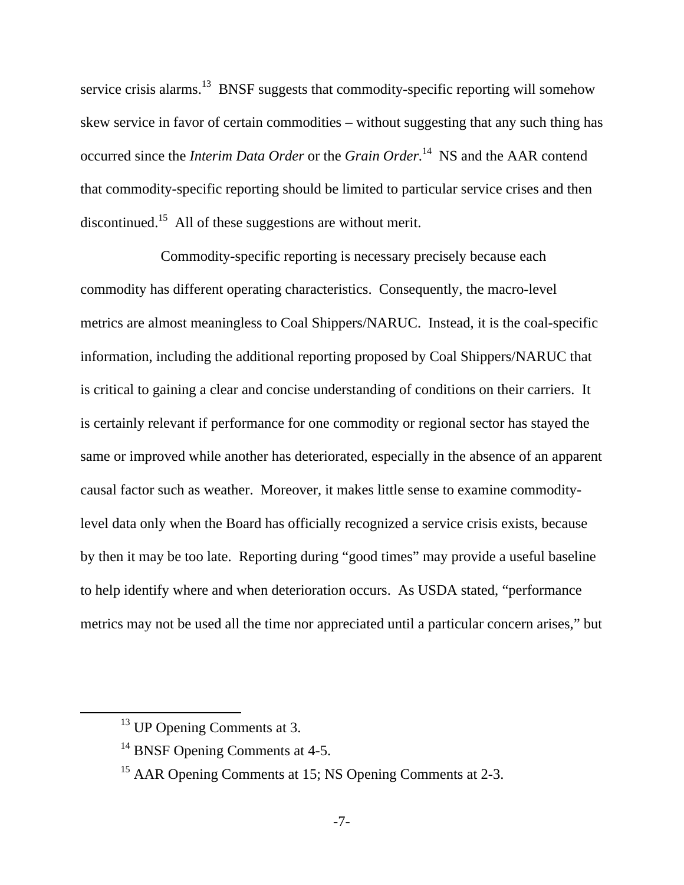service crisis alarms.[13] BNSF suggests that commodity-specific reporting will somehow skew service in favor of certain commodities – without suggesting that any such thing has occurred since the *Interim Data Order* or the *Grain Order*.[14] NS and the AAR contend that commodity-specific reporting should be limited to particular service crises and then discontinued.[15] All of these suggestions are without merit.

Commodity-specific reporting is necessary precisely because each commodity has different operating characteristics. Consequently, the macro-level metrics are almost meaningless to Coal Shippers/NARUC. Instead, it is the coal-specific information, including the additional reporting proposed by Coal Shippers/NARUC that is critical to gaining a clear and concise understanding of conditions on their carriers. It is certainly relevant if performance for one commodity or regional sector has stayed the same or improved while another has deteriorated, especially in the absence of an apparent causal factor such as weather. Moreover, it makes little sense to examine commodity-level data only when the Board has officially recognized a service crisis exists, because by then it may be too late. Reporting during "good times" may provide a useful baseline to help identify where and when deterioration occurs. As USDA stated, "performance metrics may not be used all the time nor appreciated until a particular concern arises," but

---

[13] UP Opening Comments at 3.

[14] BNSF Opening Comments at 4-5.

[15] AAR Opening Comments at 15; NS Opening Comments at 2-3.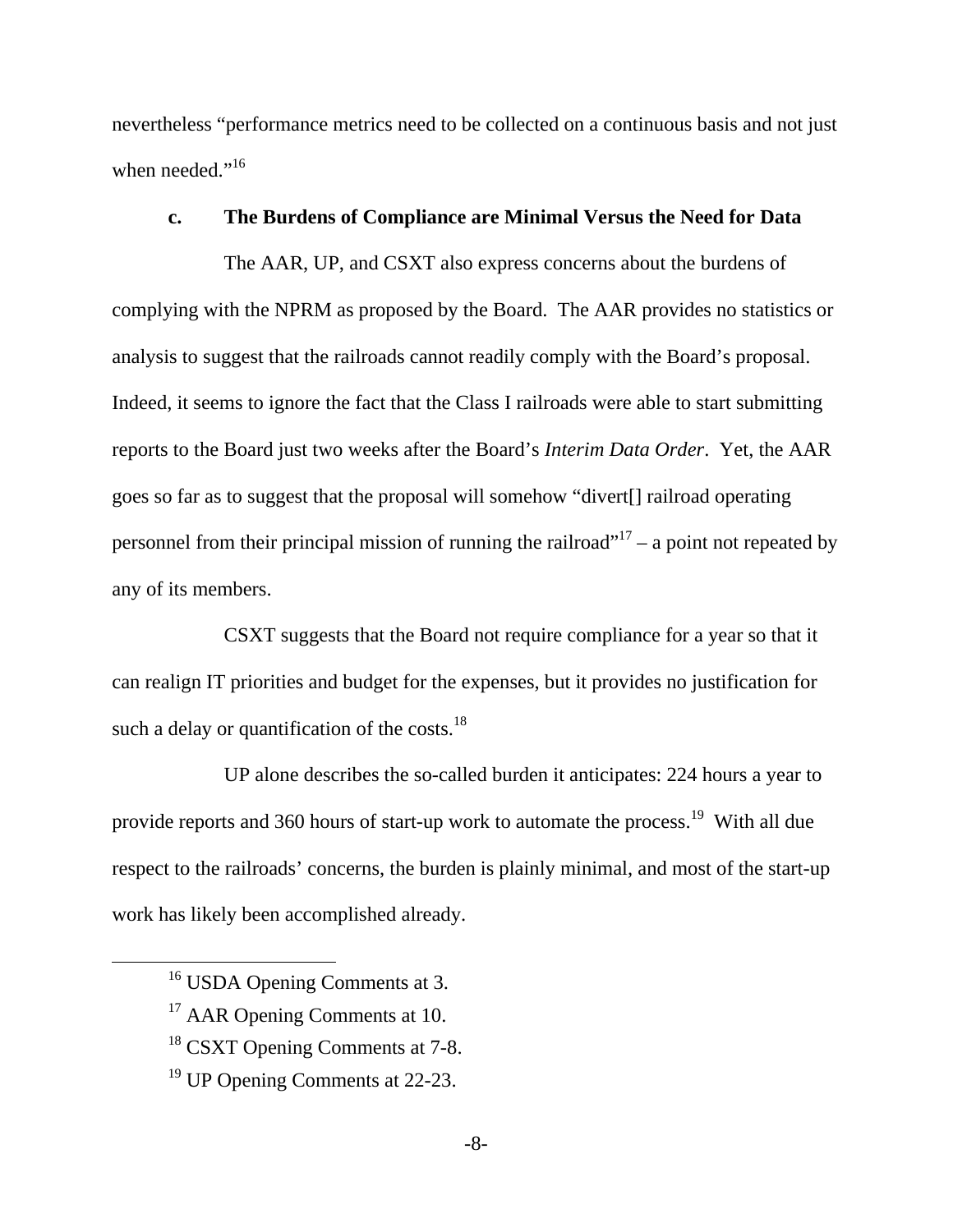nevertheless "performance metrics need to be collected on a continuous basis and not just when needed."[16]

### c. The Burdens of Compliance are Minimal Versus the Need for Data

The AAR, UP, and CSXT also express concerns about the burdens of complying with the NPRM as proposed by the Board. The AAR provides no statistics or analysis to suggest that the railroads cannot readily comply with the Board's proposal. Indeed, it seems to ignore the fact that the Class I railroads were able to start submitting reports to the Board just two weeks after the Board's *Interim Data Order*. Yet, the AAR goes so far as to suggest that the proposal will somehow "divert[] railroad operating personnel from their principal mission of running the railroad"[17] – a point not repeated by any of its members.

CSXT suggests that the Board not require compliance for a year so that it can realign IT priorities and budget for the expenses, but it provides no justification for such a delay or quantification of the costs.[18]

UP alone describes the so-called burden it anticipates: 224 hours a year to provide reports and 360 hours of start-up work to automate the process.[19] With all due respect to the railroads' concerns, the burden is plainly minimal, and most of the start-up work has likely been accomplished already.

---

[16] USDA Opening Comments at 3.

[17] AAR Opening Comments at 10.

[18] CSXT Opening Comments at 7-8.

[19] UP Opening Comments at 22-23.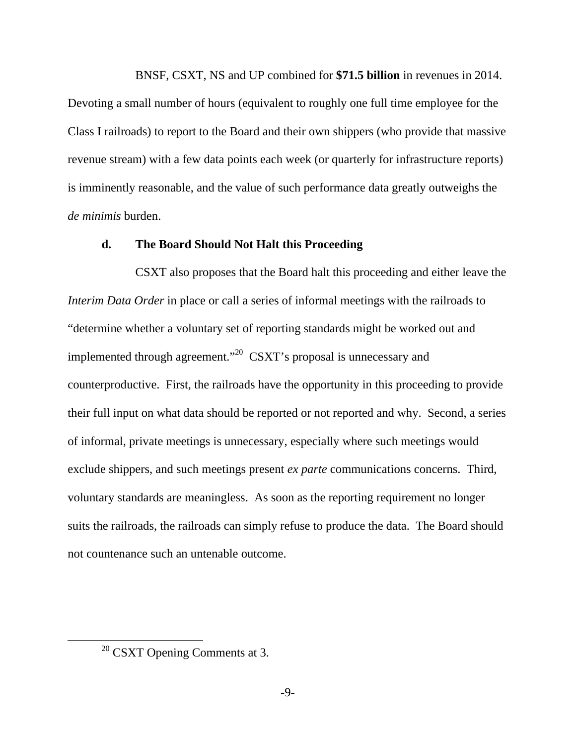BNSF, CSXT, NS and UP combined for **$71.5 billion** in revenues in 2014. Devoting a small number of hours (equivalent to roughly one full time employee for the Class I railroads) to report to the Board and their own shippers (who provide that massive revenue stream) with a few data points each week (or quarterly for infrastructure reports) is imminently reasonable, and the value of such performance data greatly outweighs the *de minimis* burden.

### d. The Board Should Not Halt this Proceeding

CSXT also proposes that the Board halt this proceeding and either leave the *Interim Data Order* in place or call a series of informal meetings with the railroads to "determine whether a voluntary set of reporting standards might be worked out and implemented through agreement."[20] CSXT's proposal is unnecessary and counterproductive. First, the railroads have the opportunity in this proceeding to provide their full input on what data should be reported or not reported and why. Second, a series of informal, private meetings is unnecessary, especially where such meetings would exclude shippers, and such meetings present *ex parte* communications concerns. Third, voluntary standards are meaningless. As soon as the reporting requirement no longer suits the railroads, the railroads can simply refuse to produce the data. The Board should not countenance such an untenable outcome.

---

[20] CSXT Opening Comments at 3.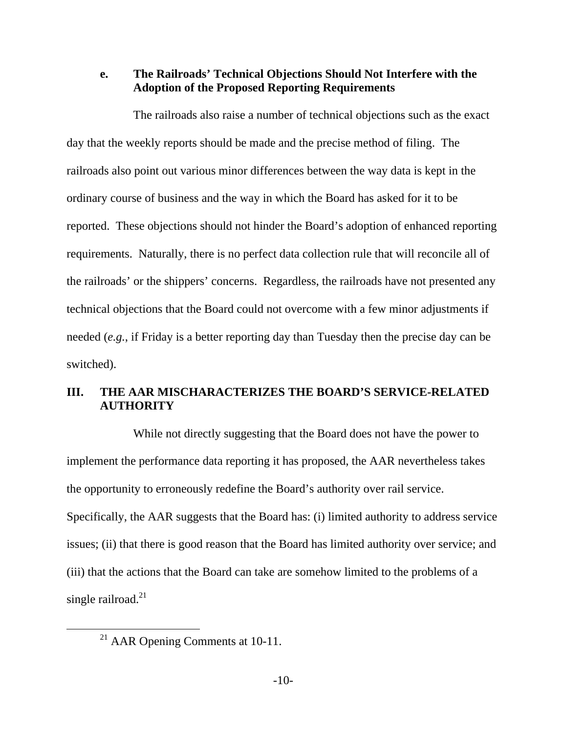#### e. The Railroads' Technical Objections Should Not Interfere with the Adoption of the Proposed Reporting Requirements

The railroads also raise a number of technical objections such as the exact day that the weekly reports should be made and the precise method of filing. The railroads also point out various minor differences between the way data is kept in the ordinary course of business and the way in which the Board has asked for it to be reported. These objections should not hinder the Board's adoption of enhanced reporting requirements. Naturally, there is no perfect data collection rule that will reconcile all of the railroads' or the shippers' concerns. Regardless, the railroads have not presented any technical objections that the Board could not overcome with a few minor adjustments if needed (*e.g.*, if Friday is a better reporting day than Tuesday then the precise day can be switched).

## III. THE AAR MISCHARACTERIZES THE BOARD'S SERVICE-RELATED AUTHORITY

While not directly suggesting that the Board does not have the power to implement the performance data reporting it has proposed, the AAR nevertheless takes the opportunity to erroneously redefine the Board's authority over rail service. Specifically, the AAR suggests that the Board has: (i) limited authority to address service issues; (ii) that there is good reason that the Board has limited authority over service; and (iii) that the actions that the Board can take are somehow limited to the problems of a single railroad.[21]

[21] AAR Opening Comments at 10-11.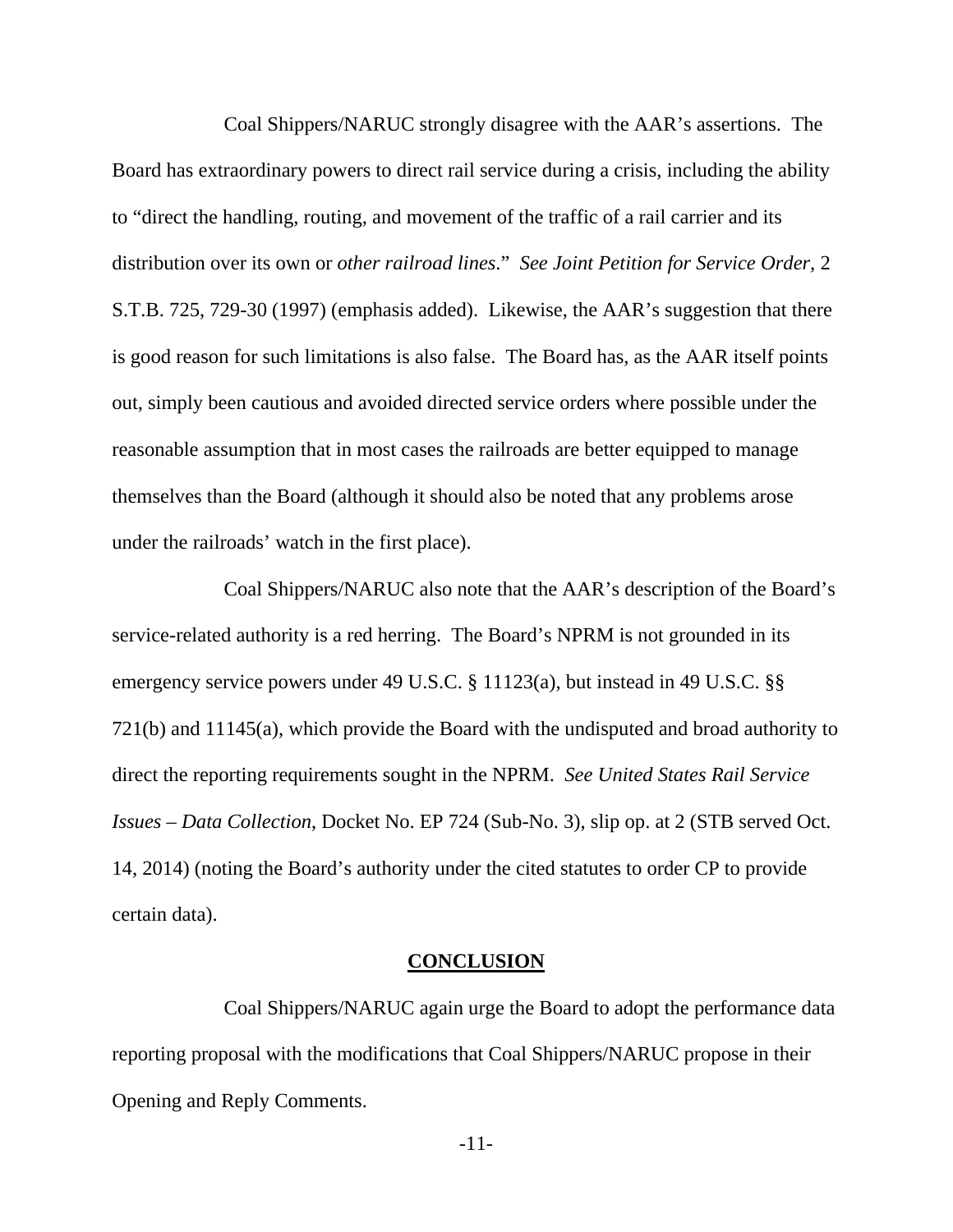Coal Shippers/NARUC strongly disagree with the AAR's assertions. The Board has extraordinary powers to direct rail service during a crisis, including the ability to "direct the handling, routing, and movement of the traffic of a rail carrier and its distribution over its own or *other railroad lines*." *See Joint Petition for Service Order*, 2 S.T.B. 725, 729-30 (1997) (emphasis added). Likewise, the AAR's suggestion that there is good reason for such limitations is also false. The Board has, as the AAR itself points out, simply been cautious and avoided directed service orders where possible under the reasonable assumption that in most cases the railroads are better equipped to manage themselves than the Board (although it should also be noted that any problems arose under the railroads' watch in the first place).

Coal Shippers/NARUC also note that the AAR's description of the Board's service-related authority is a red herring. The Board's NPRM is not grounded in its emergency service powers under 49 U.S.C. § 11123(a), but instead in 49 U.S.C. §§ 721(b) and 11145(a), which provide the Board with the undisputed and broad authority to direct the reporting requirements sought in the NPRM. *See United States Rail Service Issues – Data Collection*, Docket No. EP 724 (Sub-No. 3), slip op. at 2 (STB served Oct. 14, 2014) (noting the Board's authority under the cited statutes to order CP to provide certain data).

## **CONCLUSION**

Coal Shippers/NARUC again urge the Board to adopt the performance data reporting proposal with the modifications that Coal Shippers/NARUC propose in their Opening and Reply Comments.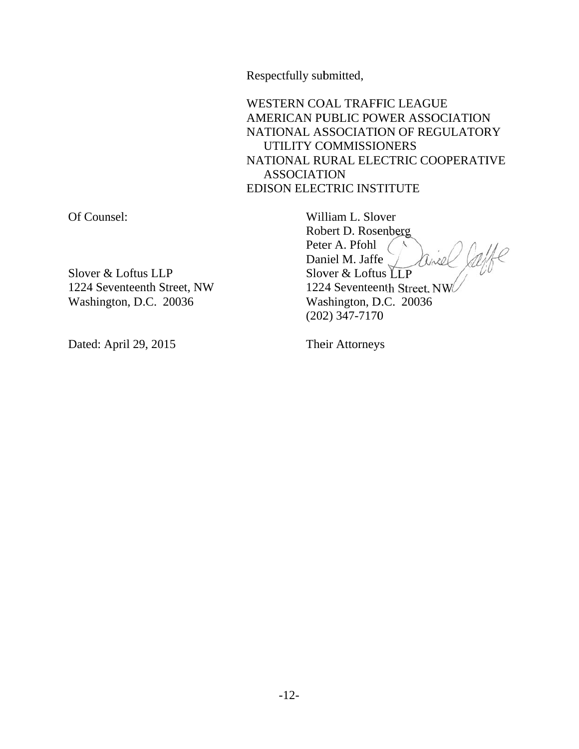Respectfully submitted,

WESTERN COAL TRAFFIC LEAGUE
AMERICAN PUBLIC POWER ASSOCIATION
NATIONAL ASSOCIATION OF REGULATORY UTILITY COMMISSIONERS
NATIONAL RURAL ELECTRIC COOPERATIVE ASSOCIATION
EDISON ELECTRIC INSTITUTE

Of Counsel:

Slover & Loftus LLP
1224 Seventeenth Street, NW
Washington, D.C. 20036

William L. Slover
Robert D. Rosenberg
Peter A. Pfohl
Daniel M. Jaffe
Slover & Loftus LLP
1224 Seventeenth Street, NW
Washington, D.C. 20036
(202) 347-7170

Dated: April 29, 2015

Their Attorneys